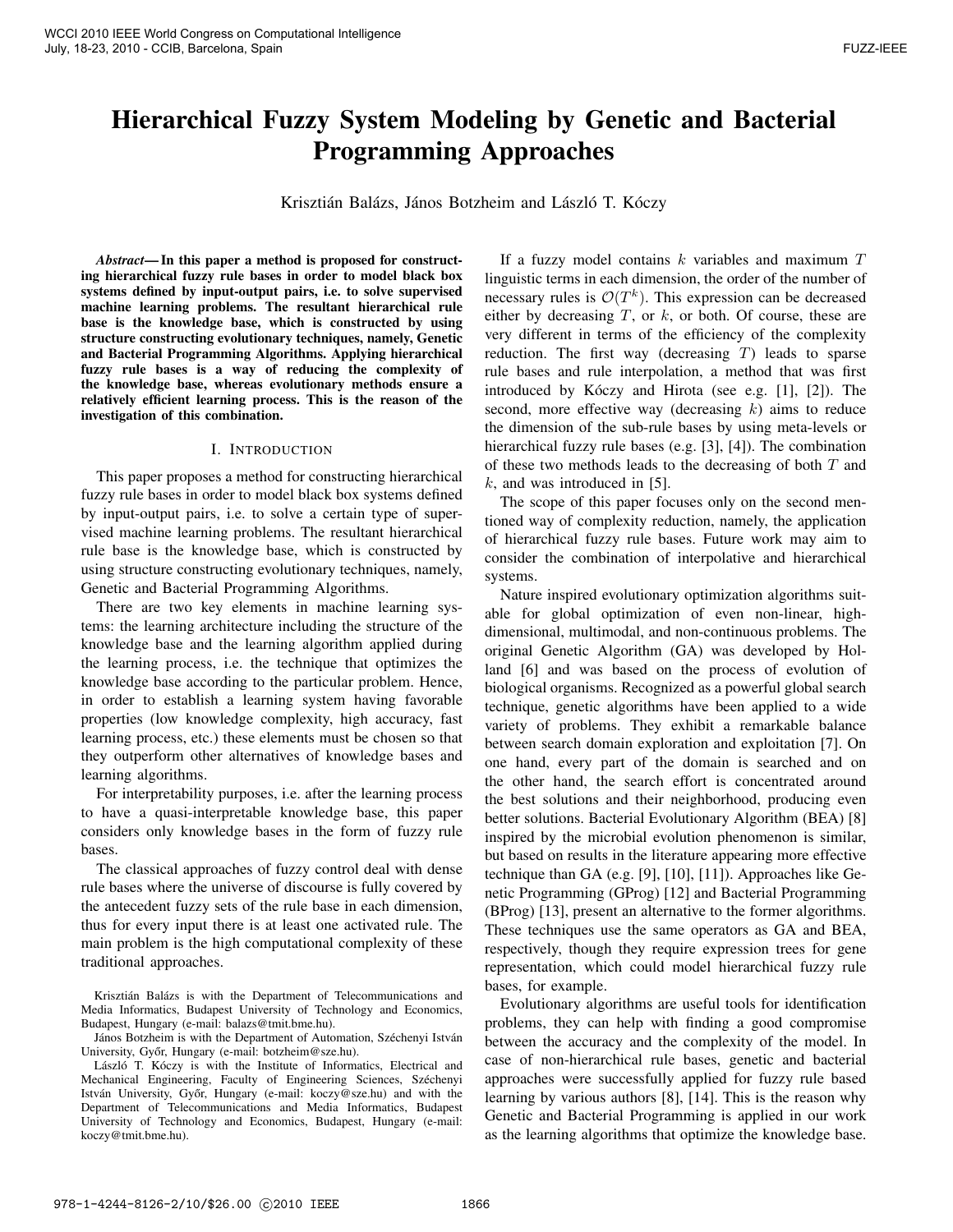# Hierarchical Fuzzy System Modeling by Genetic and Bacterial Programming Approaches

Krisztián Balázs, János Botzheim and László T. Kóczy

***Abstract*— In this paper a method is proposed for constructing hierarchical fuzzy rule bases in order to model black box systems defined by input-output pairs, i.e. to solve supervised machine learning problems. The resultant hierarchical rule base is the knowledge base, which is constructed by using structure constructing evolutionary techniques, namely, Genetic and Bacterial Programming Algorithms. Applying hierarchical fuzzy rule bases is a way of reducing the complexity of the knowledge base, whereas evolutionary methods ensure a relatively efficient learning process. This is the reason of the investigation of this combination.**

## I. Introduction

This paper proposes a method for constructing hierarchical fuzzy rule bases in order to model black box systems defined by input-output pairs, i.e. to solve a certain type of supervised machine learning problems. The resultant hierarchical rule base is the knowledge base, which is constructed by using structure constructing evolutionary techniques, namely, Genetic and Bacterial Programming Algorithms.

There are two key elements in machine learning systems: the learning architecture including the structure of the knowledge base and the learning algorithm applied during the learning process, i.e. the technique that optimizes the knowledge base according to the particular problem. Hence, in order to establish a learning system having favorable properties (low knowledge complexity, high accuracy, fast learning process, etc.) these elements must be chosen so that they outperform other alternatives of knowledge bases and learning algorithms.

For interpretability purposes, i.e. after the learning process to have a quasi-interpretable knowledge base, this paper considers only knowledge bases in the form of fuzzy rule bases.

The classical approaches of fuzzy control deal with dense rule bases where the universe of discourse is fully covered by the antecedent fuzzy sets of the rule base in each dimension, thus for every input there is at least one activated rule. The main problem is the high computational complexity of these traditional approaches.

If a fuzzy model contains $k$ variables and maximum $T$ linguistic terms in each dimension, the order of the number of necessary rules is $\mathcal{O}(T^k)$. This expression can be decreased either by decreasing $T$, or $k$, or both. Of course, these are very different in terms of the efficiency of the complexity reduction. The first way (decreasing $T$) leads to sparse rule bases and rule interpolation, a method that was first introduced by Kóczy and Hirota (see e.g. [1], [2]). The second, more effective way (decreasing $k$) aims to reduce the dimension of the sub-rule bases by using meta-levels or hierarchical fuzzy rule bases (e.g. [3], [4]). The combination of these two methods leads to the decreasing of both $T$ and $k$, and was introduced in [5].

The scope of this paper focuses only on the second mentioned way of complexity reduction, namely, the application of hierarchical fuzzy rule bases. Future work may aim to consider the combination of interpolative and hierarchical systems.

Nature inspired evolutionary optimization algorithms suitable for global optimization of even non-linear, high-dimensional, multimodal, and non-continuous problems. The original Genetic Algorithm (GA) was developed by Holland [6] and was based on the process of evolution of biological organisms. Recognized as a powerful global search technique, genetic algorithms have been applied to a wide variety of problems. They exhibit a remarkable balance between search domain exploration and exploitation [7]. On one hand, every part of the domain is searched and on the other hand, the search effort is concentrated around the best solutions and their neighborhood, producing even better solutions. Bacterial Evolutionary Algorithm (BEA) [8] inspired by the microbial evolution phenomenon is similar, but based on results in the literature appearing more effective technique than GA (e.g. [9], [10], [11]). Approaches like Genetic Programming (GProg) [12] and Bacterial Programming (BProg) [13], present an alternative to the former algorithms. These techniques use the same operators as GA and BEA, respectively, though they require expression trees for gene representation, which could model hierarchical fuzzy rule bases, for example.

Evolutionary algorithms are useful tools for identification problems, they can help with finding a good compromise between the accuracy and the complexity of the model. In case of non-hierarchical rule bases, genetic and bacterial approaches were successfully applied for fuzzy rule based learning by various authors [8], [14]. This is the reason why Genetic and Bacterial Programming is applied in our work as the learning algorithms that optimize the knowledge base.

Krisztián Balázs is with the Department of Telecommunications and Media Informatics, Budapest University of Technology and Economics, Budapest, Hungary (e-mail: balazs@tmit.bme.hu).

János Botzheim is with the Department of Automation, Széchenyi István University, Győr, Hungary (e-mail: botzheim@sze.hu).

László T. Kóczy is with the Institute of Informatics, Electrical and Mechanical Engineering, Faculty of Engineering Sciences, Széchenyi István University, Győr, Hungary (e-mail: koczy@sze.hu) and with the Department of Telecommunications and Media Informatics, Budapest University of Technology and Economics, Budapest, Hungary (e-mail: koczy@tmit.bme.hu).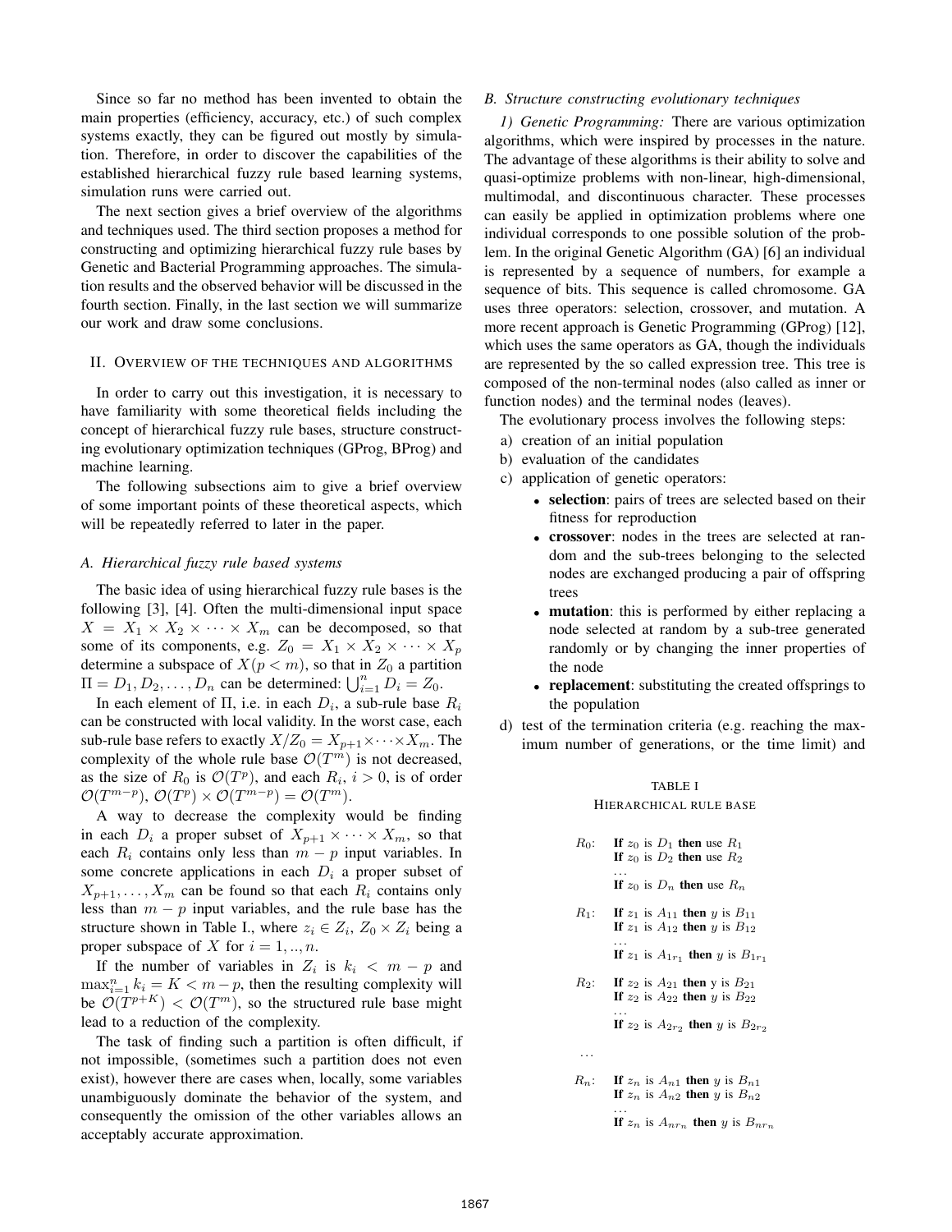Since so far no method has been invented to obtain the main properties (efficiency, accuracy, etc.) of such complex systems exactly, they can be figured out mostly by simulation. Therefore, in order to discover the capabilities of the established hierarchical fuzzy rule based learning systems, simulation runs were carried out.

The next section gives a brief overview of the algorithms and techniques used. The third section proposes a method for constructing and optimizing hierarchical fuzzy rule bases by Genetic and Bacterial Programming approaches. The simulation results and the observed behavior will be discussed in the fourth section. Finally, in the last section we will summarize our work and draw some conclusions.

## II. Overview of the techniques and algorithms

In order to carry out this investigation, it is necessary to have familiarity with some theoretical fields including the concept of hierarchical fuzzy rule bases, structure constructing evolutionary optimization techniques (GProg, BProg) and machine learning.

The following subsections aim to give a brief overview of some important points of these theoretical aspects, which will be repeatedly referred to later in the paper.

### A. Hierarchical fuzzy rule based systems

The basic idea of using hierarchical fuzzy rule bases is the following [3], [4]. Often the multi-dimensional input space $X = X_1 \times X_2 \times \cdots \times X_m$ can be decomposed, so that some of its components, e.g. $Z_0 = X_1 \times X_2 \times \cdots \times X_p$ determine a subspace of $X (p < m)$, so that in $Z_0$ a partition $\Pi = D_1, D_2, \ldots, D_n$ can be determined: $\bigcup_{i=1}^{n} D_i = Z_0$.

In each element of $\Pi$, i.e. in each $D_i$, a sub-rule base $R_i$ can be constructed with local validity. In the worst case, each sub-rule base refers to exactly $X/Z_0 = X_{p+1} \times \cdots \times X_m$. The complexity of the whole rule base $\mathcal{O}(T^m)$ is not decreased, as the size of $R_0$ is $\mathcal{O}(T^p)$, and each $R_i$, $i > 0$, is of order $\mathcal{O}(T^{m-p})$, $\mathcal{O}(T^p) \times \mathcal{O}(T^{m-p}) = \mathcal{O}(T^m)$.

A way to decrease the complexity would be finding in each $D_i$ a proper subset of $X_{p+1} \times \cdots \times X_m$, so that each $R_i$ contains only less than $m - p$ input variables. In some concrete applications in each $D_i$ a proper subset of $X_{p+1}, \ldots, X_m$ can be found so that each $R_i$ contains only less than $m - p$ input variables, and the rule base has the structure shown in Table I., where $z_i \in Z_i$, $Z_0 \times Z_i$ being a proper subspace of $X$ for $i = 1, .., n$.

If the number of variables in $Z_i$ is $k_i < m - p$ and $\max_{i=1}^{n} k_i = K < m - p$, then the resulting complexity will be $\mathcal{O}(T^{p+K}) < \mathcal{O}(T^m)$, so the structured rule base might lead to a reduction of the complexity.

The task of finding such a partition is often difficult, if not impossible, (sometimes such a partition does not even exist), however there are cases when, locally, some variables unambiguously dominate the behavior of the system, and consequently the omission of the other variables allows an acceptably accurate approximation.

### B. Structure constructing evolutionary techniques

*1) Genetic Programming:* There are various optimization algorithms, which were inspired by processes in the nature. The advantage of these algorithms is their ability to solve and quasi-optimize problems with non-linear, high-dimensional, multimodal, and discontinuous character. These processes can easily be applied in optimization problems where one individual corresponds to one possible solution of the problem. In the original Genetic Algorithm (GA) [6] an individual is represented by a sequence of numbers, for example a sequence of bits. This sequence is called chromosome. GA uses three operators: selection, crossover, and mutation. A more recent approach is Genetic Programming (GProg) [12], which uses the same operators as GA, though the individuals are represented by the so called expression tree. This tree is composed of the non-terminal nodes (also called as inner or function nodes) and the terminal nodes (leaves).

The evolutionary process involves the following steps:

a) creation of an initial population
b) evaluation of the candidates
c) application of genetic operators:
   - **selection**: pairs of trees are selected based on their fitness for reproduction
   - **crossover**: nodes in the trees are selected at random and the sub-trees belonging to the selected nodes are exchanged producing a pair of offspring trees
   - **mutation**: this is performed by either replacing a node selected at random by a sub-tree generated randomly or by changing the inner properties of the node
   - **replacement**: substituting the created offsprings to the population
d) test of the termination criteria (e.g. reaching the maximum number of generations, or the time limit) and

TABLE I
HIERARCHICAL RULE BASE

$R_0$: **If** $z_0$ is $D_1$ **then** use $R_1$
**If** $z_0$ is $D_2$ **then** use $R_2$
…
**If** $z_0$ is $D_n$ **then** use $R_n$

$R_1$: **If** $z_1$ is $A_{11}$ **then** $y$ is $B_{11}$
**If** $z_1$ is $A_{12}$ **then** $y$ is $B_{12}$
…
**If** $z_1$ is $A_{1r_1}$ **then** $y$ is $B_{1r_1}$

$R_2$: **If** $z_2$ is $A_{21}$ **then** y is $B_{21}$
**If** $z_2$ is $A_{22}$ **then** $y$ is $B_{22}$
…
**If** $z_2$ is $A_{2r_2}$ **then** $y$ is $B_{2r_2}$

…

$R_n$: **If** $z_n$ is $A_{n1}$ **then** $y$ is $B_{n1}$
**If** $z_n$ is $A_{n2}$ **then** $y$ is $B_{n2}$
…
**If** $z_n$ is $A_{nr_n}$ **then** $y$ is $B_{nr_n}$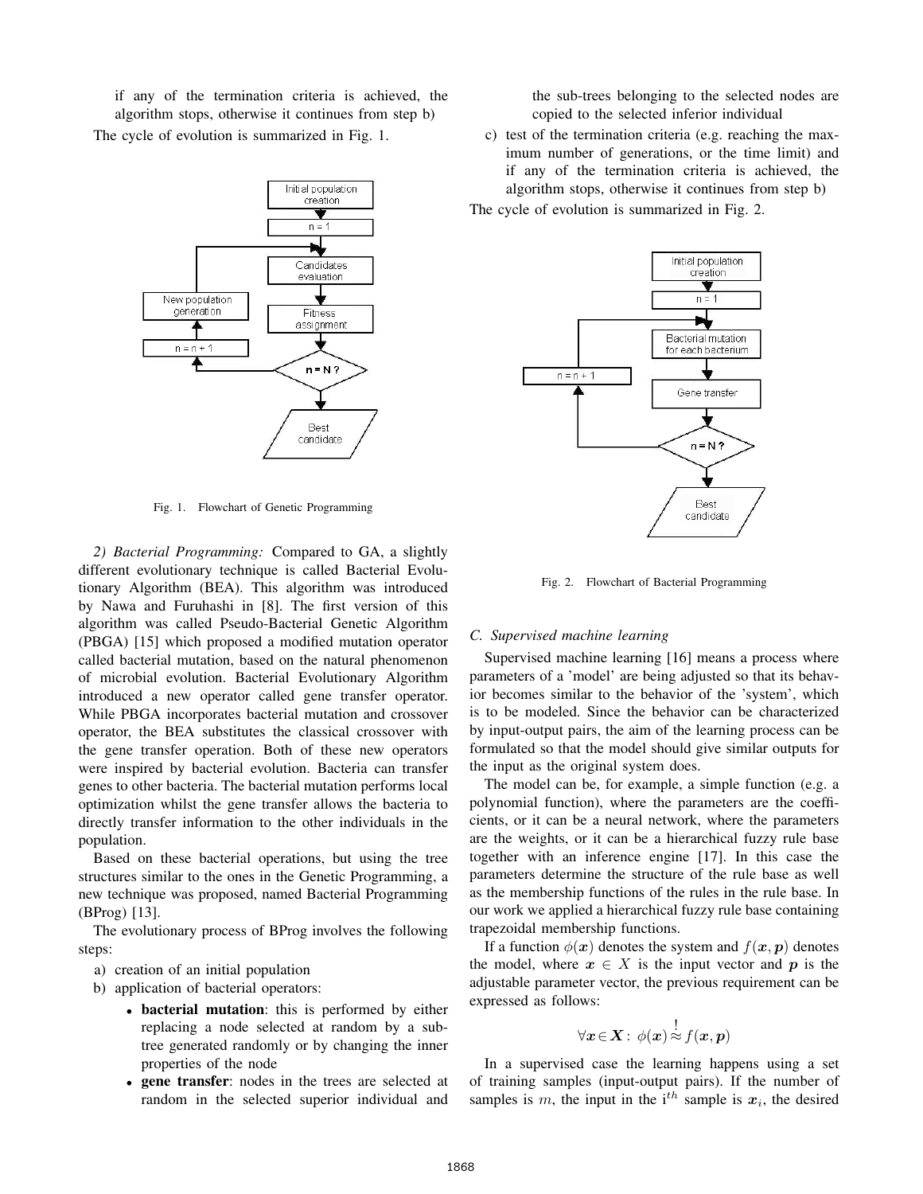if any of the termination criteria is achieved, the algorithm stops, otherwise it continues from step b)

The cycle of evolution is summarized in Fig. 1.

Initial population creation

n = 1

Candidates evaluation

Fitness assignment

n = N ?

New population generation

n = n + 1

Best candidate

Fig. 1. Flowchart of Genetic Programming

*2) Bacterial Programming:* Compared to GA, a slightly different evolutionary technique is called Bacterial Evolutionary Algorithm (BEA). This algorithm was introduced by Nawa and Furuhashi in [8]. The first version of this algorithm was called Pseudo-Bacterial Genetic Algorithm (PBGA) [15] which proposed a modified mutation operator called bacterial mutation, based on the natural phenomenon of microbial evolution. Bacterial Evolutionary Algorithm introduced a new operator called gene transfer operator. While PBGA incorporates bacterial mutation and crossover operator, the BEA substitutes the classical crossover with the gene transfer operation. Both of these new operators were inspired by bacterial evolution. Bacteria can transfer genes to other bacteria. The bacterial mutation performs local optimization whilst the gene transfer allows the bacteria to directly transfer information to the other individuals in the population.

Based on these bacterial operations, but using the tree structures similar to the ones in the Genetic Programming, a new technique was proposed, named Bacterial Programming (BProg) [13].

The evolutionary process of BProg involves the following steps:

a) creation of an initial population
b) application of bacterial operators:
   - **bacterial mutation**: this is performed by either replacing a node selected at random by a subtree generated randomly or by changing the inner properties of the node
   - **gene transfer**: nodes in the trees are selected at random in the selected superior individual and the sub-trees belonging to the selected nodes are copied to the selected inferior individual
c) test of the termination criteria (e.g. reaching the maximum number of generations, or the time limit) and if any of the termination criteria is achieved, the algorithm stops, otherwise it continues from step b)

The cycle of evolution is summarized in Fig. 2.

Initial population creation

n = 1

Bacterial mutation for each bacterium

Gene transfer

n = N ?

n = n + 1

Best candidate

Fig. 2. Flowchart of Bacterial Programming

### C. Supervised machine learning

Supervised machine learning [16] means a process where parameters of a 'model' are being adjusted so that its behavior becomes similar to the behavior of the 'system', which is to be modeled. Since the behavior can be characterized by input-output pairs, the aim of the learning process can be formulated so that the model should give similar outputs for the input as the original system does.

The model can be, for example, a simple function (e.g. a polynomial function), where the parameters are the coefficients, or it can be a neural network, where the parameters are the weights, or it can be a hierarchical fuzzy rule base together with an inference engine [17]. In this case the parameters determine the structure of the rule base as well as the membership functions of the rules in the rule base. In our work we applied a hierarchical fuzzy rule base containing trapezoidal membership functions.

If a function $\phi(\boldsymbol{x})$ denotes the system and $f(\boldsymbol{x}, \boldsymbol{p})$ denotes the model, where $\boldsymbol{x} \in X$ is the input vector and $\boldsymbol{p}$ is the adjustable parameter vector, the previous requirement can be expressed as follows:

$$\forall \boldsymbol{x} \in \boldsymbol{X}: \ \phi(\boldsymbol{x}) \overset{!}{\approx} f(\boldsymbol{x}, \boldsymbol{p})$$

In a supervised case the learning happens using a set of training samples (input-output pairs). If the number of samples is $m$, the input in the $\mathrm{i}^{th}$ sample is $\boldsymbol{x}_i$, the desired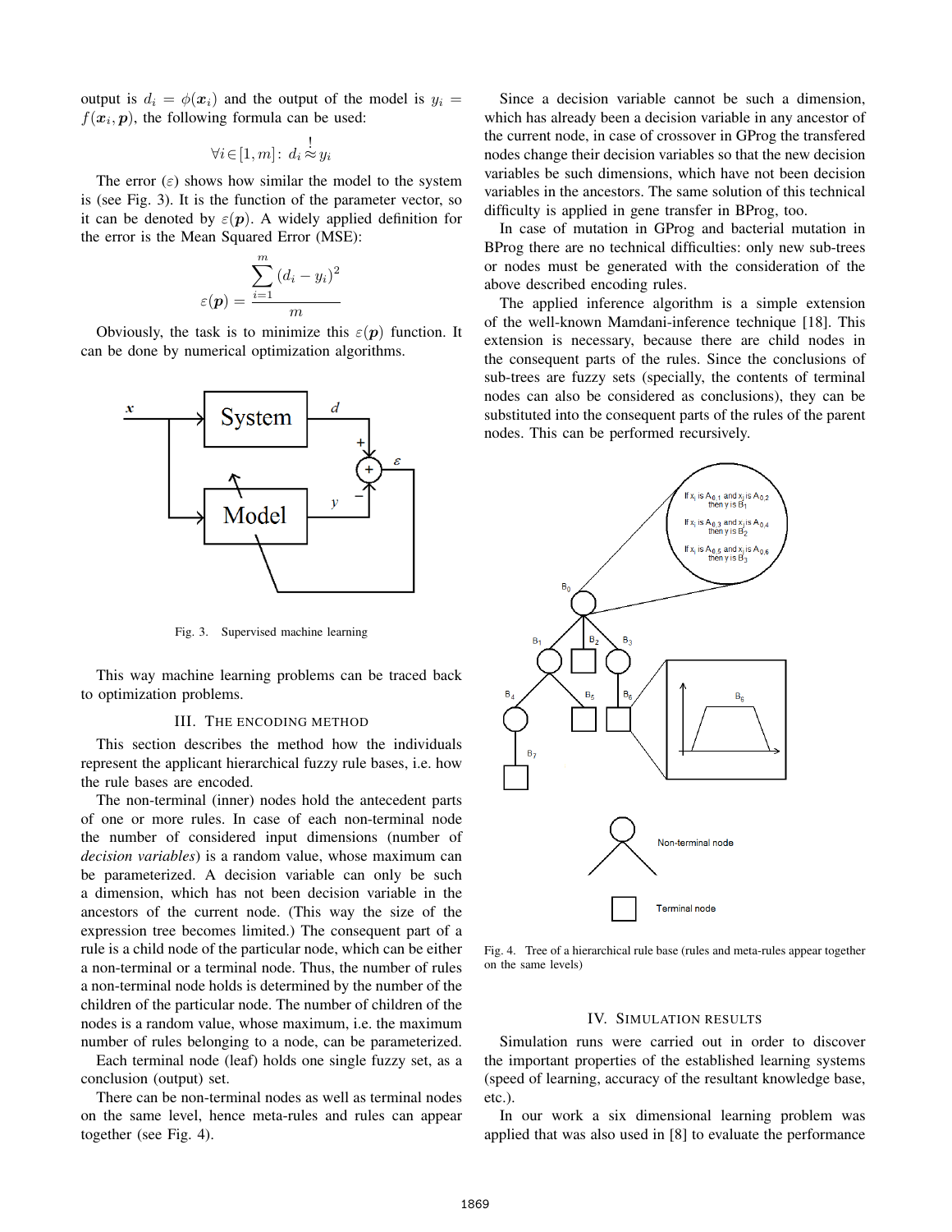output is $d_i = \phi(\boldsymbol{x}_i)$ and the output of the model is $y_i = f(\boldsymbol{x}_i, \boldsymbol{p})$, the following formula can be used:

$$\forall i \in [1, m]: \; d_i \overset{!}{\approx} y_i$$

The error ($\varepsilon$) shows how similar the model to the system is (see Fig. 3). It is the function of the parameter vector, so it can be denoted by $\varepsilon(\boldsymbol{p})$. A widely applied definition for the error is the Mean Squared Error (MSE):

$$\varepsilon(\boldsymbol{p}) = \frac{\sum_{i=1}^{m} (d_i - y_i)^2}{m}$$

Obviously, the task is to minimize this $\varepsilon(\boldsymbol{p})$ function. It can be done by numerical optimization algorithms.

x
System
d
Model
y
ε

Fig. 3. Supervised machine learning

This way machine learning problems can be traced back to optimization problems.

## III. The encoding method

This section describes the method how the individuals represent the applicant hierarchical fuzzy rule bases, i.e. how the rule bases are encoded.

The non-terminal (inner) nodes hold the antecedent parts of one or more rules. In case of each non-terminal node the number of considered input dimensions (number of *decision variables*) is a random value, whose maximum can be parameterized. A decision variable can only be such a dimension, which has not been decision variable in the ancestors of the current node. (This way the size of the expression tree becomes limited.) The consequent part of a rule is a child node of the particular node, which can be either a non-terminal or a terminal node. Thus, the number of rules a non-terminal node holds is determined by the number of the children of the particular node. The number of children of the nodes is a random value, whose maximum, i.e. the maximum number of rules belonging to a node, can be parameterized.

Each terminal node (leaf) holds one single fuzzy set, as a conclusion (output) set.

There can be non-terminal nodes as well as terminal nodes on the same level, hence meta-rules and rules can appear together (see Fig. 4).

Since a decision variable cannot be such a dimension, which has already been a decision variable in any ancestor of the current node, in case of crossover in GProg the transfered nodes change their decision variables so that the new decision variables be such dimensions, which have not been decision variables in the ancestors. The same solution of this technical difficulty is applied in gene transfer in BProg, too.

In case of mutation in GProg and bacterial mutation in BProg there are no technical difficulties: only new sub-trees or nodes must be generated with the consideration of the above described encoding rules.

The applied inference algorithm is a simple extension of the well-known Mamdani-inference technique [18]. This extension is necessary, because there are child nodes in the consequent parts of the rules. Since the conclusions of sub-trees are fuzzy sets (specially, the contents of terminal nodes can also be considered as conclusions), they can be substituted into the consequent parts of the rules of the parent nodes. This can be performed recursively.

If $x_i$ is $A_{0,1}$ and $x_j$ is $A_{0,2}$ then y is $B_1$

If $x_i$ is $A_{0,3}$ and $x_j$ is $A_{0,4}$ then y is $B_2$

If $x_i$ is $A_{0,5}$ and $x_j$ is $A_{0,6}$ then y is $B_3$

$B_0$ $B_1$ $B_2$ $B_3$ $B_4$ $B_5$ $B_6$ $B_7$

$B_6$

Non-terminal node

Terminal node

Fig. 4. Tree of a hierarchical rule base (rules and meta-rules appear together on the same levels)

## IV. Simulation results

Simulation runs were carried out in order to discover the important properties of the established learning systems (speed of learning, accuracy of the resultant knowledge base, etc.).

In our work a six dimensional learning problem was applied that was also used in [8] to evaluate the performance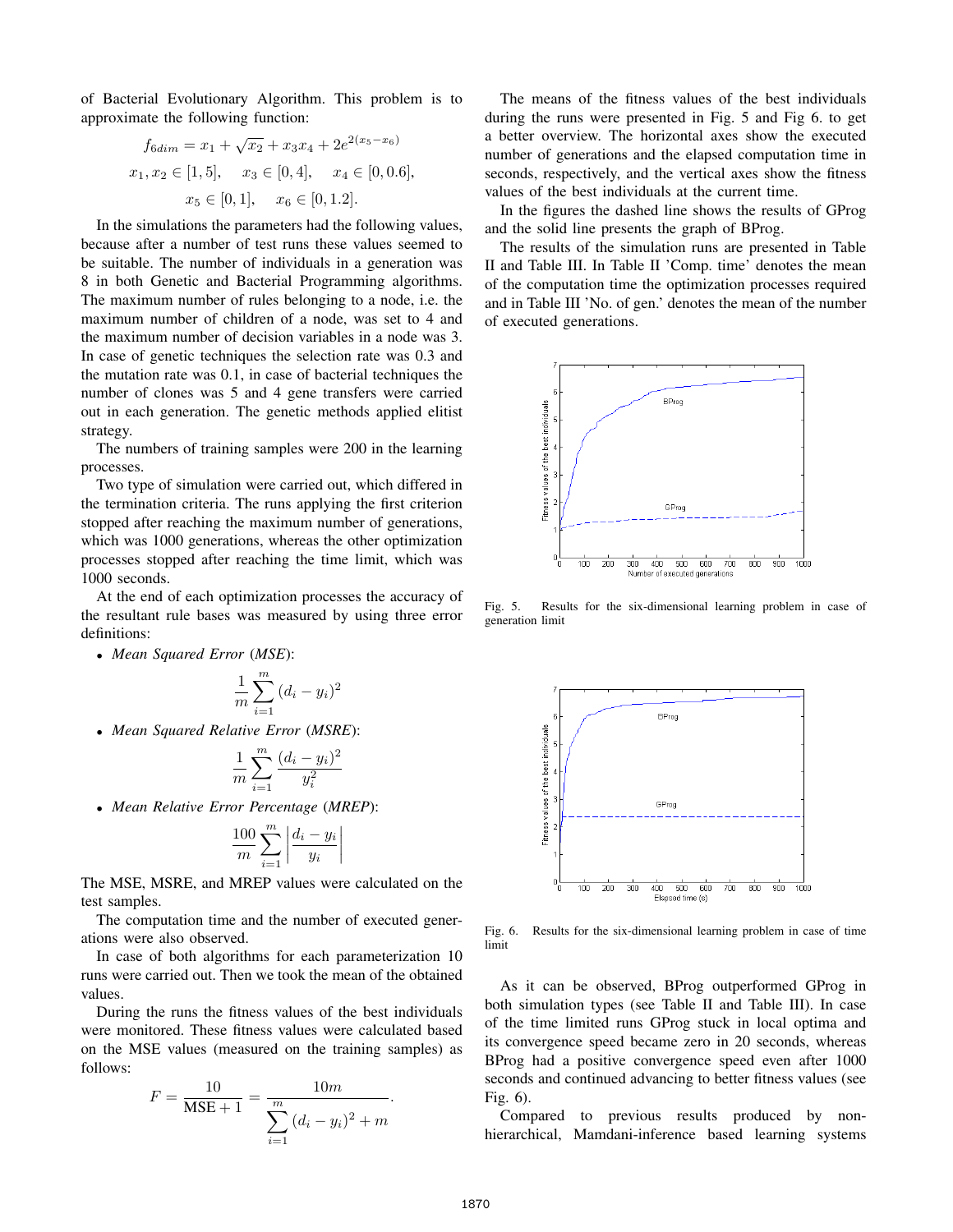of Bacterial Evolutionary Algorithm. This problem is to approximate the following function:

$$f_{6dim} = x_1 + \sqrt{x_2} + x_3 x_4 + 2e^{2(x_5 - x_6)}$$

$$x_1, x_2 \in [1, 5], \quad x_3 \in [0, 4], \quad x_4 \in [0, 0.6],$$

$$x_5 \in [0, 1], \quad x_6 \in [0, 1.2].$$

In the simulations the parameters had the following values, because after a number of test runs these values seemed to be suitable. The number of individuals in a generation was 8 in both Genetic and Bacterial Programming algorithms. The maximum number of rules belonging to a node, i.e. the maximum number of children of a node, was set to 4 and the maximum number of decision variables in a node was 3. In case of genetic techniques the selection rate was 0.3 and the mutation rate was 0.1, in case of bacterial techniques the number of clones was 5 and 4 gene transfers were carried out in each generation. The genetic methods applied elitist strategy.

The numbers of training samples were 200 in the learning processes.

Two type of simulation were carried out, which differed in the termination criteria. The runs applying the first criterion stopped after reaching the maximum number of generations, which was 1000 generations, whereas the other optimization processes stopped after reaching the time limit, which was 1000 seconds.

At the end of each optimization processes the accuracy of the resultant rule bases was measured by using three error definitions:

- *Mean Squared Error* (*MSE*):

$$\frac{1}{m} \sum_{i=1}^{m} (d_i - y_i)^2$$

- *Mean Squared Relative Error* (*MSRE*):

$$\frac{1}{m} \sum_{i=1}^{m} \frac{(d_i - y_i)^2}{y_i^2}$$

- *Mean Relative Error Percentage* (*MREP*):

$$\frac{100}{m} \sum_{i=1}^{m} \left| \frac{d_i - y_i}{y_i} \right|$$

The MSE, MSRE, and MREP values were calculated on the test samples.

The computation time and the number of executed generations were also observed.

In case of both algorithms for each parameterization 10 runs were carried out. Then we took the mean of the obtained values.

During the runs the fitness values of the best individuals were monitored. These fitness values were calculated based on the MSE values (measured on the training samples) as follows:

$$F = \frac{10}{\text{MSE} + 1} = \frac{10m}{\sum_{i=1}^{m} (d_i - y_i)^2 + m}.$$

The means of the fitness values of the best individuals during the runs were presented in Fig. 5 and Fig 6. to get a better overview. The horizontal axes show the executed number of generations and the elapsed computation time in seconds, respectively, and the vertical axes show the fitness values of the best individuals at the current time.

In the figures the dashed line shows the results of GProg and the solid line presents the graph of BProg.

The results of the simulation runs are presented in Table II and Table III. In Table II 'Comp. time' denotes the mean of the computation time the optimization processes required and in Table III 'No. of gen.' denotes the mean of the number of executed generations.

Fig. 5. Results for the six-dimensional learning problem in case of generation limit

Fig. 6. Results for the six-dimensional learning problem in case of time limit

As it can be observed, BProg outperformed GProg in both simulation types (see Table II and Table III). In case of the time limited runs GProg stuck in local optima and its convergence speed became zero in 20 seconds, whereas BProg had a positive convergence speed even after 1000 seconds and continued advancing to better fitness values (see Fig. 6).

Compared to previous results produced by non-hierarchical, Mamdani-inference based learning systems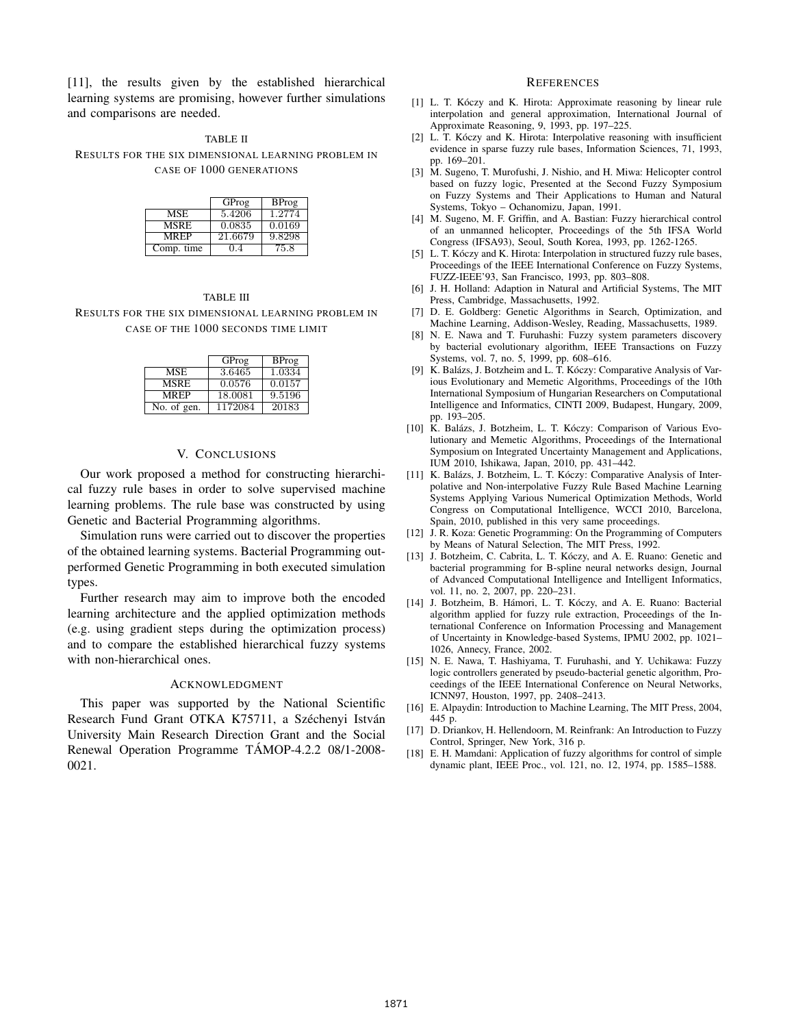[11], the results given by the established hierarchical learning systems are promising, however further simulations and comparisons are needed.

TABLE II

RESULTS FOR THE SIX DIMENSIONAL LEARNING PROBLEM IN CASE OF 1000 GENERATIONS

| | GProg | BProg |
|---|---|---|
| MSE | 5.4206 | 1.2774 |
| MSRE | 0.0835 | 0.0169 |
| MREP | 21.6679 | 9.8298 |
| Comp. time | 0.4 | 75.8 |

TABLE III

RESULTS FOR THE SIX DIMENSIONAL LEARNING PROBLEM IN CASE OF THE 1000 SECONDS TIME LIMIT

| | GProg | BProg |
|---|---|---|
| MSE | 3.6465 | 1.0334 |
| MSRE | 0.0576 | 0.0157 |
| MREP | 18.0081 | 9.5196 |
| No. of gen. | 1172084 | 20183 |

## V. CONCLUSIONS

Our work proposed a method for constructing hierarchical fuzzy rule bases in order to solve supervised machine learning problems. The rule base was constructed by using Genetic and Bacterial Programming algorithms.

Simulation runs were carried out to discover the properties of the obtained learning systems. Bacterial Programming outperformed Genetic Programming in both executed simulation types.

Further research may aim to improve both the encoded learning architecture and the applied optimization methods (e.g. using gradient steps during the optimization process) and to compare the established hierarchical fuzzy systems with non-hierarchical ones.

## ACKNOWLEDGMENT

This paper was supported by the National Scientific Research Fund Grant OTKA K75711, a Széchenyi István University Main Research Direction Grant and the Social Renewal Operation Programme TÁMOP-4.2.2 08/1-2008-0021.

## REFERENCES

[1] L. T. Kóczy and K. Hirota: Approximate reasoning by linear rule interpolation and general approximation, International Journal of Approximate Reasoning, 9, 1993, pp. 197–225.

[2] L. T. Kóczy and K. Hirota: Interpolative reasoning with insufficient evidence in sparse fuzzy rule bases, Information Sciences, 71, 1993, pp. 169–201.

[3] M. Sugeno, T. Murofushi, J. Nishio, and H. Miwa: Helicopter control based on fuzzy logic, Presented at the Second Fuzzy Symposium on Fuzzy Systems and Their Applications to Human and Natural Systems, Tokyo – Ochanomizu, Japan, 1991.

[4] M. Sugeno, M. F. Griffin, and A. Bastian: Fuzzy hierarchical control of an unmanned helicopter, Proceedings of the 5th IFSA World Congress (IFSA93), Seoul, South Korea, 1993, pp. 1262-1265.

[5] L. T. Kóczy and K. Hirota: Interpolation in structured fuzzy rule bases, Proceedings of the IEEE International Conference on Fuzzy Systems, FUZZ-IEEE'93, San Francisco, 1993, pp. 803–808.

[6] J. H. Holland: Adaption in Natural and Artificial Systems, The MIT Press, Cambridge, Massachusetts, 1992.

[7] D. E. Goldberg: Genetic Algorithms in Search, Optimization, and Machine Learning, Addison-Wesley, Reading, Massachusetts, 1989.

[8] N. E. Nawa and T. Furuhashi: Fuzzy system parameters discovery by bacterial evolutionary algorithm, IEEE Transactions on Fuzzy Systems, vol. 7, no. 5, 1999, pp. 608–616.

[9] K. Balázs, J. Botzheim and L. T. Kóczy: Comparative Analysis of Various Evolutionary and Memetic Algorithms, Proceedings of the 10th International Symposium of Hungarian Researchers on Computational Intelligence and Informatics, CINTI 2009, Budapest, Hungary, 2009, pp. 193–205.

[10] K. Balázs, J. Botzheim, L. T. Kóczy: Comparison of Various Evolutionary and Memetic Algorithms, Proceedings of the International Symposium on Integrated Uncertainty Management and Applications, IUM 2010, Ishikawa, Japan, 2010, pp. 431–442.

[11] K. Balázs, J. Botzheim, L. T. Kóczy: Comparative Analysis of Interpolative and Non-interpolative Fuzzy Rule Based Machine Learning Systems Applying Various Numerical Optimization Methods, World Congress on Computational Intelligence, WCCI 2010, Barcelona, Spain, 2010, published in this very same proceedings.

[12] J. R. Koza: Genetic Programming: On the Programming of Computers by Means of Natural Selection, The MIT Press, 1992.

[13] J. Botzheim, C. Cabrita, L. T. Kóczy, and A. E. Ruano: Genetic and bacterial programming for B-spline neural networks design, Journal of Advanced Computational Intelligence and Intelligent Informatics, vol. 11, no. 2, 2007, pp. 220–231.

[14] J. Botzheim, B. Hámori, L. T. Kóczy, and A. E. Ruano: Bacterial algorithm applied for fuzzy rule extraction, Proceedings of the International Conference on Information Processing and Management of Uncertainty in Knowledge-based Systems, IPMU 2002, pp. 1021–1026, Annecy, France, 2002.

[15] N. E. Nawa, T. Hashiyama, T. Furuhashi, and Y. Uchikawa: Fuzzy logic controllers generated by pseudo-bacterial genetic algorithm, Proceedings of the IEEE International Conference on Neural Networks, ICNN97, Houston, 1997, pp. 2408–2413.

[16] E. Alpaydin: Introduction to Machine Learning, The MIT Press, 2004, 445 p.

[17] D. Driankov, H. Hellendoorn, M. Reinfrank: An Introduction to Fuzzy Control, Springer, New York, 316 p.

[18] E. H. Mamdani: Application of fuzzy algorithms for control of simple dynamic plant, IEEE Proc., vol. 121, no. 12, 1974, pp. 1585–1588.